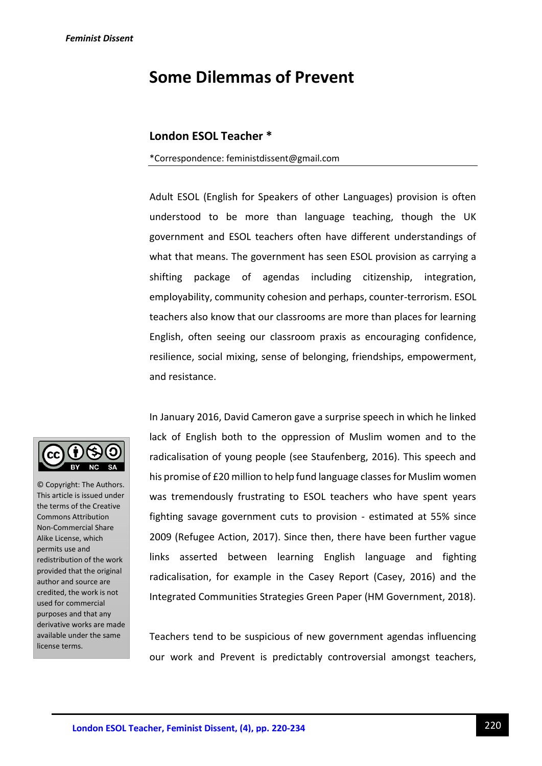# Some Dilemmas of Prevent

**London ESOL Teacher ***

*Correspondence: feministdissent@gmail.com

Adult ESOL (English for Speakers of other Languages) provision is often understood to be more than language teaching, though the UK government and ESOL teachers often have different understandings of what that means. The government has seen ESOL provision as carrying a shifting package of agendas including citizenship, integration, employability, community cohesion and perhaps, counter-terrorism. ESOL teachers also know that our classrooms are more than places for learning English, often seeing our classroom praxis as encouraging confidence, resilience, social mixing, sense of belonging, friendships, empowerment, and resistance.

In January 2016, David Cameron gave a surprise speech in which he linked lack of English both to the oppression of Muslim women and to the radicalisation of young people (see Staufenberg, 2016). This speech and his promise of £20 million to help fund language classes for Muslim women was tremendously frustrating to ESOL teachers who have spent years fighting savage government cuts to provision - estimated at 55% since 2009 (Refugee Action, 2017). Since then, there have been further vague links asserted between learning English language and fighting radicalisation, for example in the Casey Report (Casey, 2016) and the Integrated Communities Strategies Green Paper (HM Government, 2018).

© Copyright: The Authors. This article is issued under the terms of the Creative Commons Attribution Non-Commercial Share Alike License, which permits use and redistribution of the work provided that the original author and source are credited, the work is not used for commercial purposes and that any derivative works are made available under the same license terms.

Teachers tend to be suspicious of new government agendas influencing our work and Prevent is predictably controversial amongst teachers,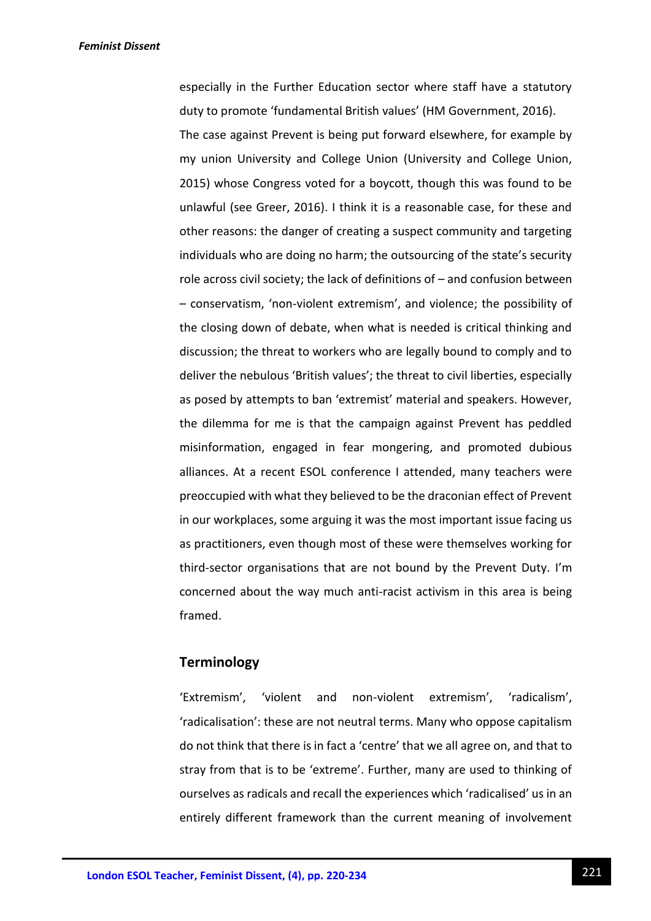especially in the Further Education sector where staff have a statutory duty to promote 'fundamental British values' (HM Government, 2016).

The case against Prevent is being put forward elsewhere, for example by my union University and College Union (University and College Union, 2015) whose Congress voted for a boycott, though this was found to be unlawful (see Greer, 2016). I think it is a reasonable case, for these and other reasons: the danger of creating a suspect community and targeting individuals who are doing no harm; the outsourcing of the state's security role across civil society; the lack of definitions of – and confusion between – conservatism, 'non-violent extremism', and violence; the possibility of the closing down of debate, when what is needed is critical thinking and discussion; the threat to workers who are legally bound to comply and to deliver the nebulous 'British values'; the threat to civil liberties, especially as posed by attempts to ban 'extremist' material and speakers. However, the dilemma for me is that the campaign against Prevent has peddled misinformation, engaged in fear mongering, and promoted dubious alliances. At a recent ESOL conference I attended, many teachers were preoccupied with what they believed to be the draconian effect of Prevent in our workplaces, some arguing it was the most important issue facing us as practitioners, even though most of these were themselves working for third-sector organisations that are not bound by the Prevent Duty. I'm concerned about the way much anti-racist activism in this area is being framed.

## Terminology

'Extremism', 'violent and non-violent extremism', 'radicalism', 'radicalisation': these are not neutral terms. Many who oppose capitalism do not think that there is in fact a 'centre' that we all agree on, and that to stray from that is to be 'extreme'. Further, many are used to thinking of ourselves as radicals and recall the experiences which 'radicalised' us in an entirely different framework than the current meaning of involvement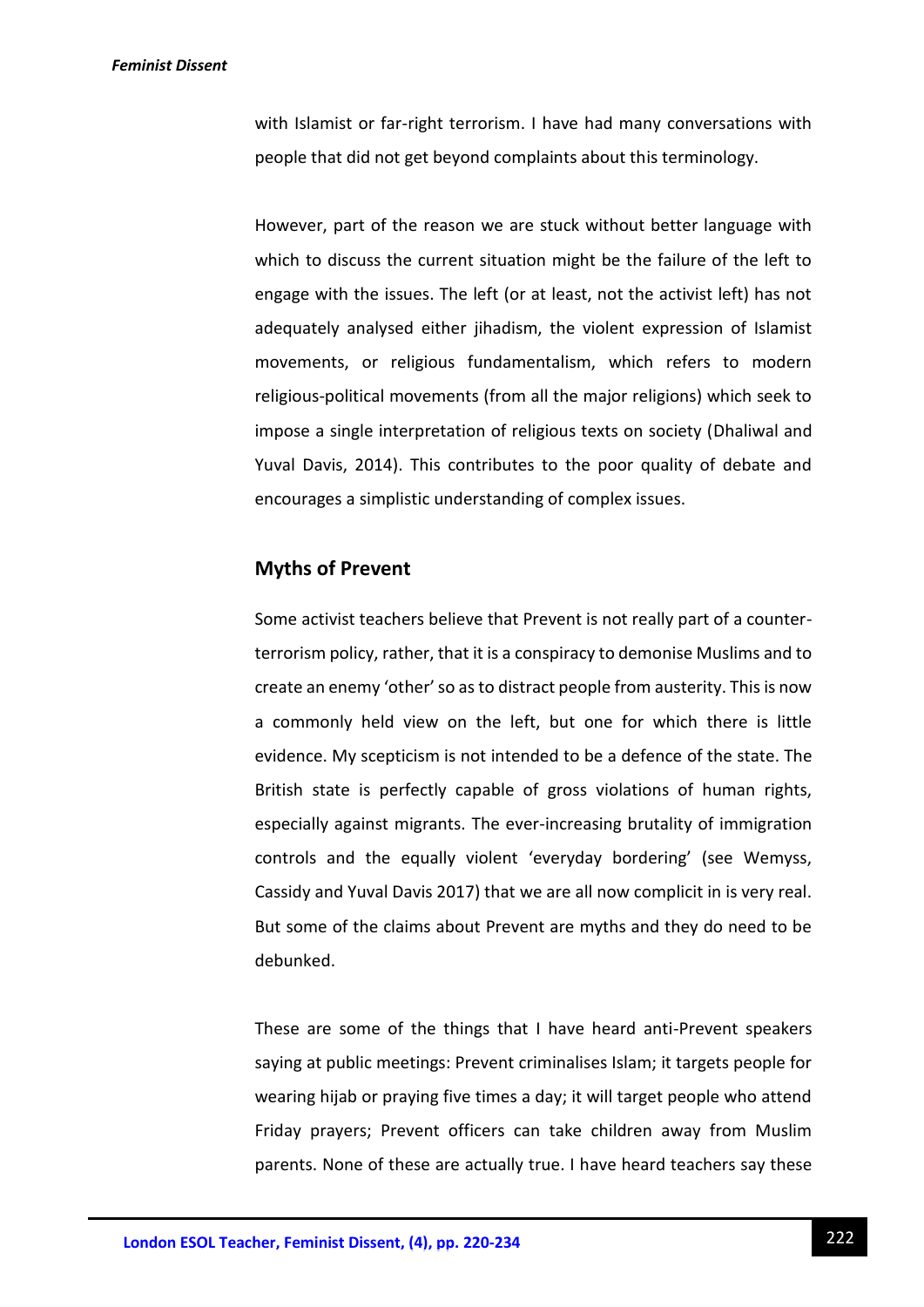with Islamist or far-right terrorism. I have had many conversations with people that did not get beyond complaints about this terminology.

However, part of the reason we are stuck without better language with which to discuss the current situation might be the failure of the left to engage with the issues. The left (or at least, not the activist left) has not adequately analysed either jihadism, the violent expression of Islamist movements, or religious fundamentalism, which refers to modern religious-political movements (from all the major religions) which seek to impose a single interpretation of religious texts on society (Dhaliwal and Yuval Davis, 2014). This contributes to the poor quality of debate and encourages a simplistic understanding of complex issues.

## Myths of Prevent

Some activist teachers believe that Prevent is not really part of a counter-terrorism policy, rather, that it is a conspiracy to demonise Muslims and to create an enemy 'other' so as to distract people from austerity. This is now a commonly held view on the left, but one for which there is little evidence. My scepticism is not intended to be a defence of the state. The British state is perfectly capable of gross violations of human rights, especially against migrants. The ever-increasing brutality of immigration controls and the equally violent 'everyday bordering' (see Wemyss, Cassidy and Yuval Davis 2017) that we are all now complicit in is very real. But some of the claims about Prevent are myths and they do need to be debunked.

These are some of the things that I have heard anti-Prevent speakers saying at public meetings: Prevent criminalises Islam; it targets people for wearing hijab or praying five times a day; it will target people who attend Friday prayers; Prevent officers can take children away from Muslim parents. None of these are actually true. I have heard teachers say these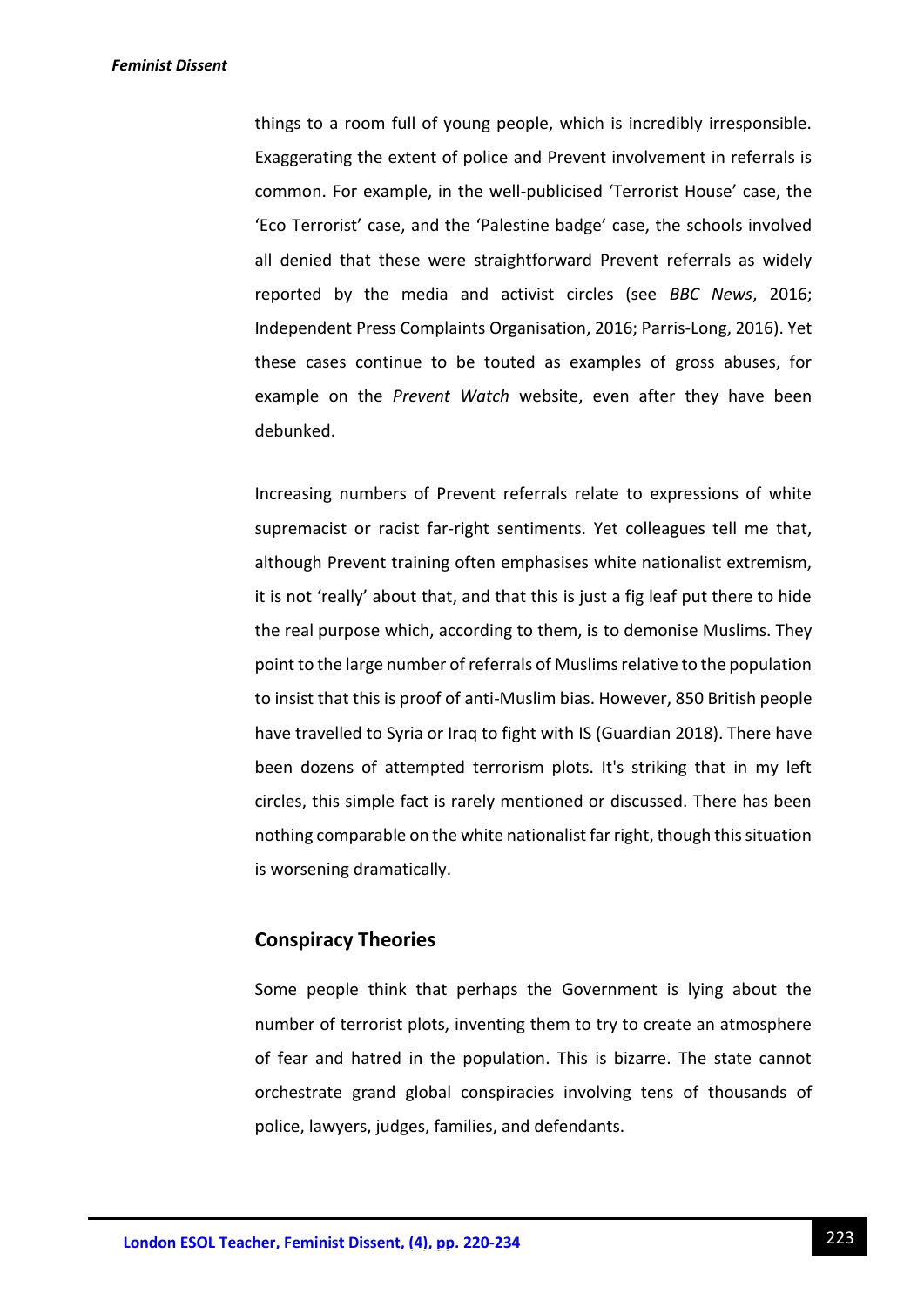things to a room full of young people, which is incredibly irresponsible. Exaggerating the extent of police and Prevent involvement in referrals is common. For example, in the well-publicised 'Terrorist House' case, the 'Eco Terrorist' case, and the 'Palestine badge' case, the schools involved all denied that these were straightforward Prevent referrals as widely reported by the media and activist circles (see *BBC News*, 2016; Independent Press Complaints Organisation, 2016; Parris-Long, 2016). Yet these cases continue to be touted as examples of gross abuses, for example on the *Prevent Watch* website, even after they have been debunked.

Increasing numbers of Prevent referrals relate to expressions of white supremacist or racist far-right sentiments. Yet colleagues tell me that, although Prevent training often emphasises white nationalist extremism, it is not 'really' about that, and that this is just a fig leaf put there to hide the real purpose which, according to them, is to demonise Muslims. They point to the large number of referrals of Muslims relative to the population to insist that this is proof of anti-Muslim bias. However, 850 British people have travelled to Syria or Iraq to fight with IS (Guardian 2018). There have been dozens of attempted terrorism plots. It's striking that in my left circles, this simple fact is rarely mentioned or discussed. There has been nothing comparable on the white nationalist far right, though this situation is worsening dramatically.

## Conspiracy Theories

Some people think that perhaps the Government is lying about the number of terrorist plots, inventing them to try to create an atmosphere of fear and hatred in the population. This is bizarre. The state cannot orchestrate grand global conspiracies involving tens of thousands of police, lawyers, judges, families, and defendants.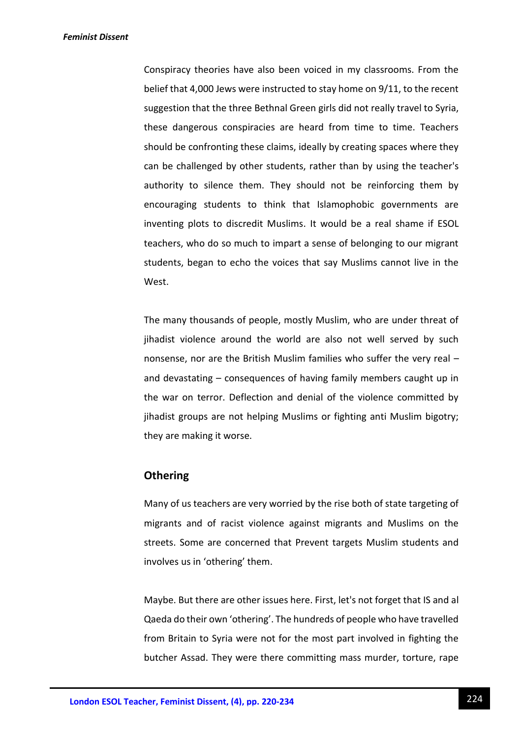Conspiracy theories have also been voiced in my classrooms. From the belief that 4,000 Jews were instructed to stay home on 9/11, to the recent suggestion that the three Bethnal Green girls did not really travel to Syria, these dangerous conspiracies are heard from time to time. Teachers should be confronting these claims, ideally by creating spaces where they can be challenged by other students, rather than by using the teacher's authority to silence them. They should not be reinforcing them by encouraging students to think that Islamophobic governments are inventing plots to discredit Muslims. It would be a real shame if ESOL teachers, who do so much to impart a sense of belonging to our migrant students, began to echo the voices that say Muslims cannot live in the West.

The many thousands of people, mostly Muslim, who are under threat of jihadist violence around the world are also not well served by such nonsense, nor are the British Muslim families who suffer the very real – and devastating – consequences of having family members caught up in the war on terror. Deflection and denial of the violence committed by jihadist groups are not helping Muslims or fighting anti Muslim bigotry; they are making it worse.

## Othering

Many of us teachers are very worried by the rise both of state targeting of migrants and of racist violence against migrants and Muslims on the streets. Some are concerned that Prevent targets Muslim students and involves us in 'othering' them.

Maybe. But there are other issues here. First, let's not forget that IS and al Qaeda do their own 'othering'. The hundreds of people who have travelled from Britain to Syria were not for the most part involved in fighting the butcher Assad. They were there committing mass murder, torture, rape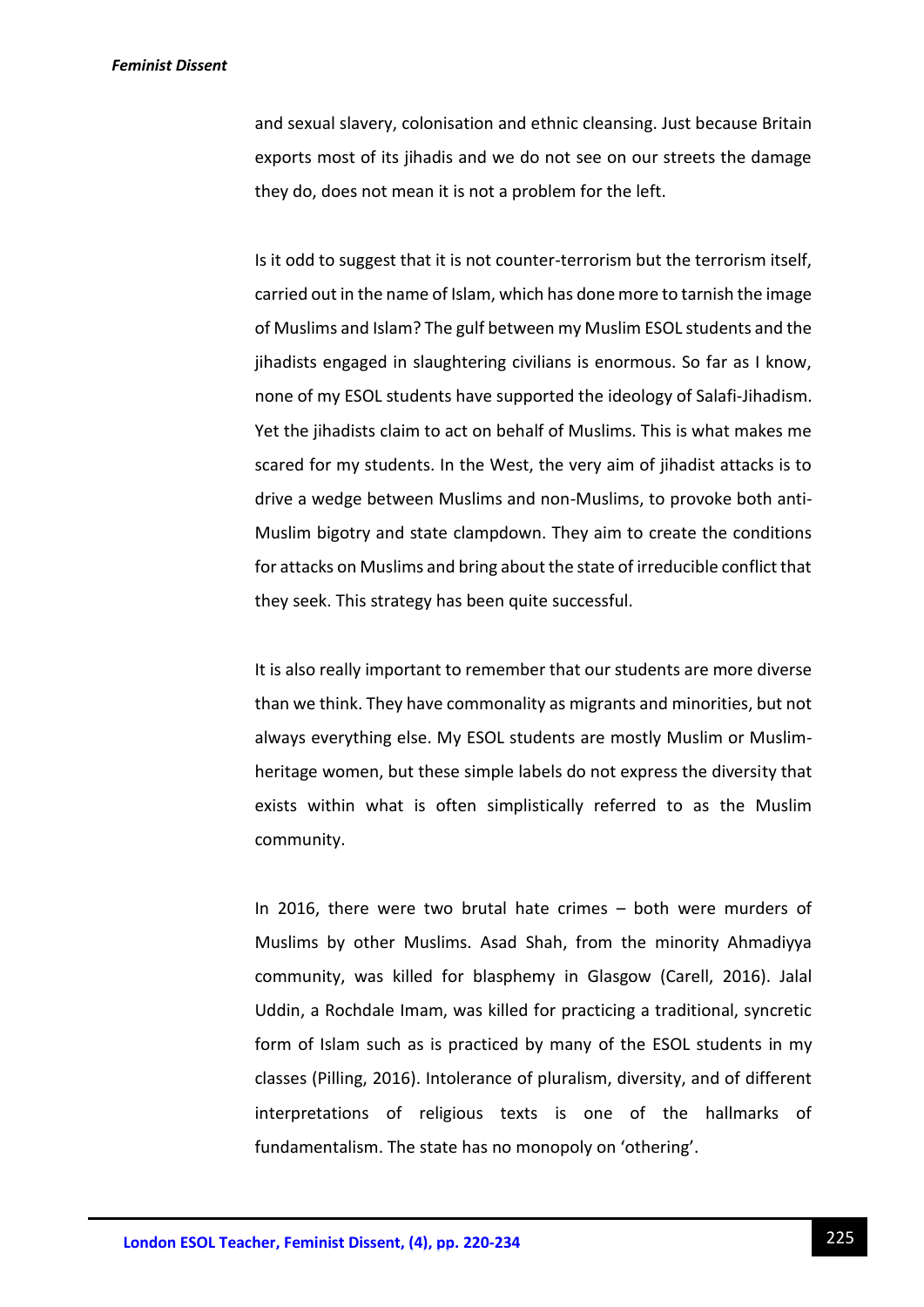and sexual slavery, colonisation and ethnic cleansing. Just because Britain exports most of its jihadis and we do not see on our streets the damage they do, does not mean it is not a problem for the left.

Is it odd to suggest that it is not counter-terrorism but the terrorism itself, carried out in the name of Islam, which has done more to tarnish the image of Muslims and Islam? The gulf between my Muslim ESOL students and the jihadists engaged in slaughtering civilians is enormous. So far as I know, none of my ESOL students have supported the ideology of Salafi-Jihadism. Yet the jihadists claim to act on behalf of Muslims. This is what makes me scared for my students. In the West, the very aim of jihadist attacks is to drive a wedge between Muslims and non-Muslims, to provoke both anti-Muslim bigotry and state clampdown. They aim to create the conditions for attacks on Muslims and bring about the state of irreducible conflict that they seek. This strategy has been quite successful.

It is also really important to remember that our students are more diverse than we think. They have commonality as migrants and minorities, but not always everything else. My ESOL students are mostly Muslim or Muslim-heritage women, but these simple labels do not express the diversity that exists within what is often simplistically referred to as the Muslim community.

In 2016, there were two brutal hate crimes – both were murders of Muslims by other Muslims. Asad Shah, from the minority Ahmadiyya community, was killed for blasphemy in Glasgow (Carell, 2016). Jalal Uddin, a Rochdale Imam, was killed for practicing a traditional, syncretic form of Islam such as is practiced by many of the ESOL students in my classes (Pilling, 2016). Intolerance of pluralism, diversity, and of different interpretations of religious texts is one of the hallmarks of fundamentalism. The state has no monopoly on 'othering'.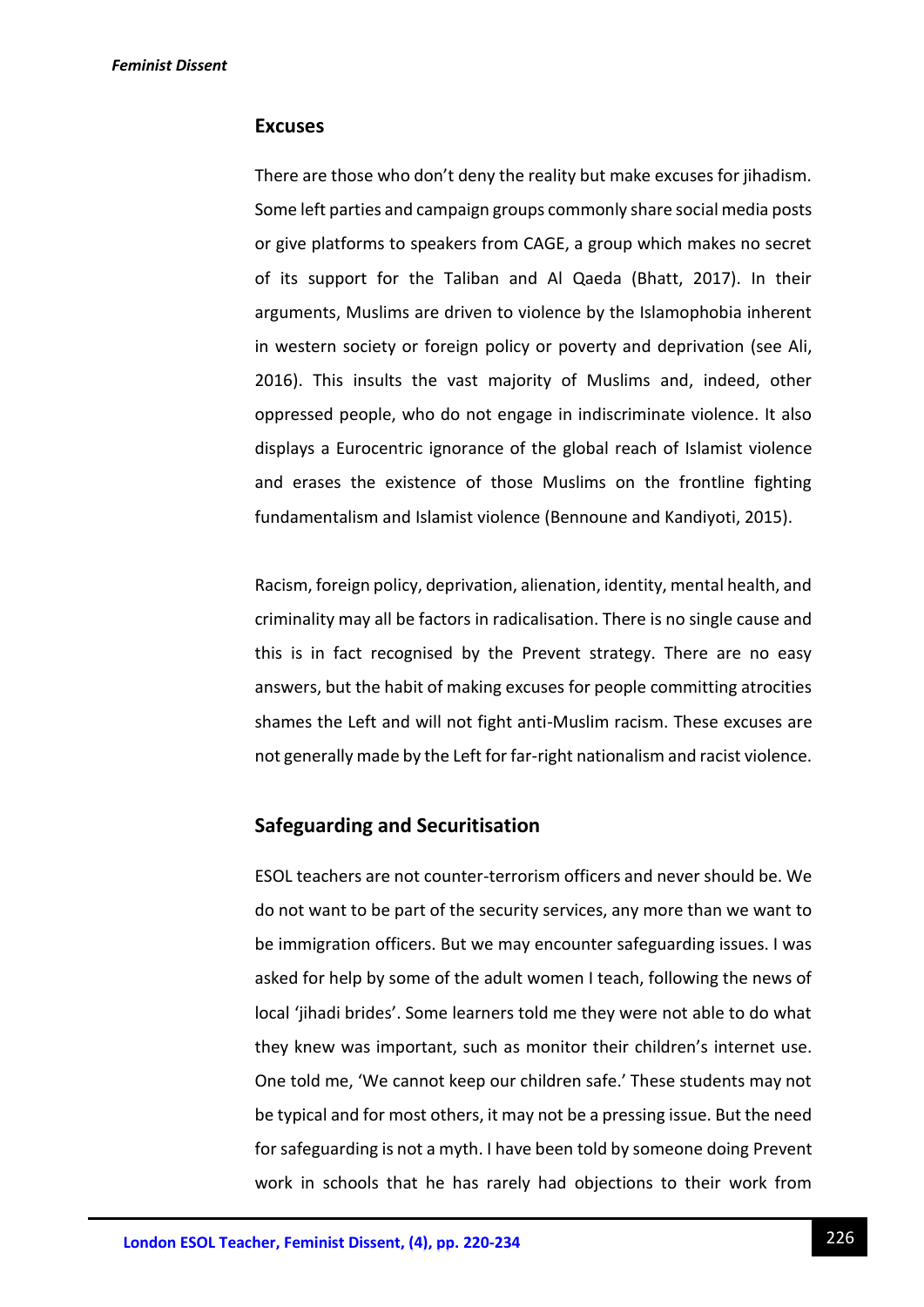## Excuses

There are those who don't deny the reality but make excuses for jihadism. Some left parties and campaign groups commonly share social media posts or give platforms to speakers from CAGE, a group which makes no secret of its support for the Taliban and Al Qaeda (Bhatt, 2017). In their arguments, Muslims are driven to violence by the Islamophobia inherent in western society or foreign policy or poverty and deprivation (see Ali, 2016). This insults the vast majority of Muslims and, indeed, other oppressed people, who do not engage in indiscriminate violence. It also displays a Eurocentric ignorance of the global reach of Islamist violence and erases the existence of those Muslims on the frontline fighting fundamentalism and Islamist violence (Bennoune and Kandiyoti, 2015).

Racism, foreign policy, deprivation, alienation, identity, mental health, and criminality may all be factors in radicalisation. There is no single cause and this is in fact recognised by the Prevent strategy. There are no easy answers, but the habit of making excuses for people committing atrocities shames the Left and will not fight anti-Muslim racism. These excuses are not generally made by the Left for far-right nationalism and racist violence.

## Safeguarding and Securitisation

ESOL teachers are not counter-terrorism officers and never should be. We do not want to be part of the security services, any more than we want to be immigration officers. But we may encounter safeguarding issues. I was asked for help by some of the adult women I teach, following the news of local 'jihadi brides'. Some learners told me they were not able to do what they knew was important, such as monitor their children's internet use. One told me, 'We cannot keep our children safe.' These students may not be typical and for most others, it may not be a pressing issue. But the need for safeguarding is not a myth. I have been told by someone doing Prevent work in schools that he has rarely had objections to their work from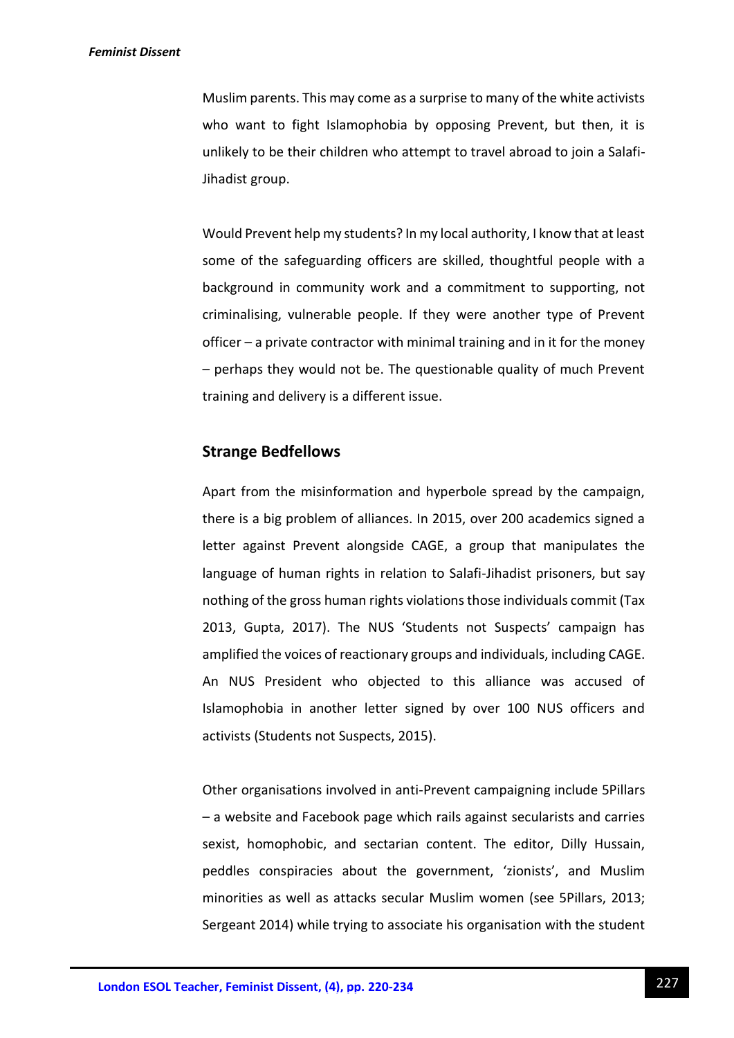Muslim parents. This may come as a surprise to many of the white activists who want to fight Islamophobia by opposing Prevent, but then, it is unlikely to be their children who attempt to travel abroad to join a Salafi-Jihadist group.

Would Prevent help my students? In my local authority, I know that at least some of the safeguarding officers are skilled, thoughtful people with a background in community work and a commitment to supporting, not criminalising, vulnerable people. If they were another type of Prevent officer – a private contractor with minimal training and in it for the money – perhaps they would not be. The questionable quality of much Prevent training and delivery is a different issue.

## Strange Bedfellows

Apart from the misinformation and hyperbole spread by the campaign, there is a big problem of alliances. In 2015, over 200 academics signed a letter against Prevent alongside CAGE, a group that manipulates the language of human rights in relation to Salafi-Jihadist prisoners, but say nothing of the gross human rights violations those individuals commit (Tax 2013, Gupta, 2017). The NUS 'Students not Suspects' campaign has amplified the voices of reactionary groups and individuals, including CAGE. An NUS President who objected to this alliance was accused of Islamophobia in another letter signed by over 100 NUS officers and activists (Students not Suspects, 2015).

Other organisations involved in anti-Prevent campaigning include 5Pillars – a website and Facebook page which rails against secularists and carries sexist, homophobic, and sectarian content. The editor, Dilly Hussain, peddles conspiracies about the government, 'zionists', and Muslim minorities as well as attacks secular Muslim women (see 5Pillars, 2013; Sergeant 2014) while trying to associate his organisation with the student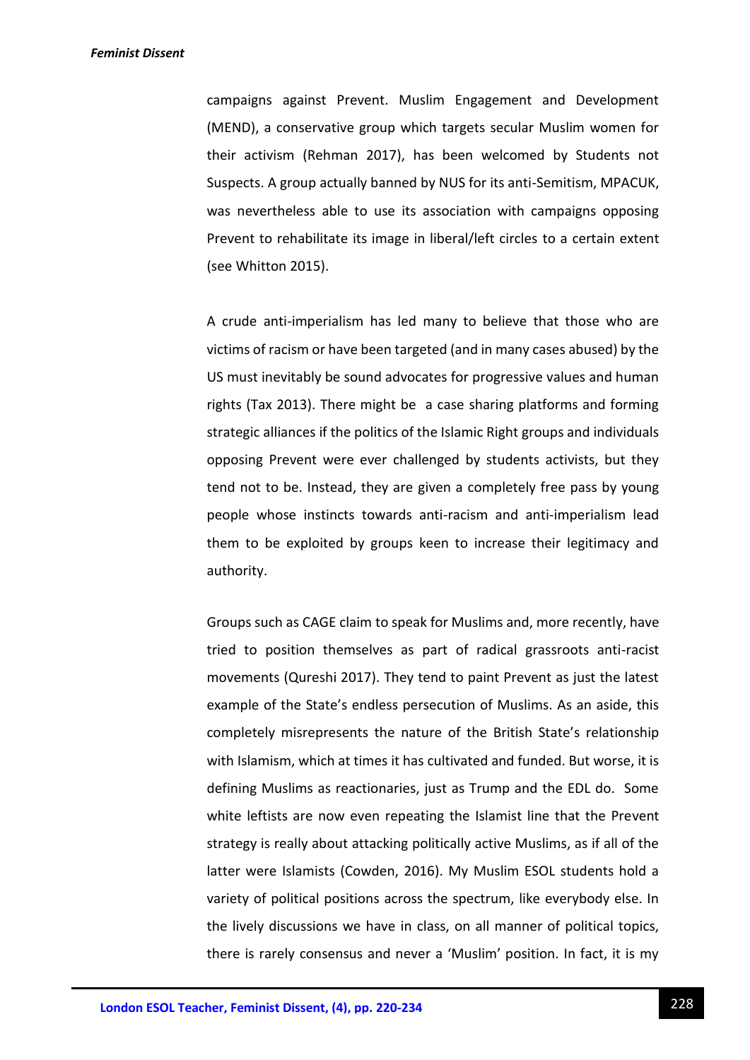campaigns against Prevent. Muslim Engagement and Development (MEND), a conservative group which targets secular Muslim women for their activism (Rehman 2017), has been welcomed by Students not Suspects. A group actually banned by NUS for its anti-Semitism, MPACUK, was nevertheless able to use its association with campaigns opposing Prevent to rehabilitate its image in liberal/left circles to a certain extent (see Whitton 2015).

A crude anti-imperialism has led many to believe that those who are victims of racism or have been targeted (and in many cases abused) by the US must inevitably be sound advocates for progressive values and human rights (Tax 2013). There might be a case sharing platforms and forming strategic alliances if the politics of the Islamic Right groups and individuals opposing Prevent were ever challenged by students activists, but they tend not to be. Instead, they are given a completely free pass by young people whose instincts towards anti-racism and anti-imperialism lead them to be exploited by groups keen to increase their legitimacy and authority.

Groups such as CAGE claim to speak for Muslims and, more recently, have tried to position themselves as part of radical grassroots anti-racist movements (Qureshi 2017). They tend to paint Prevent as just the latest example of the State's endless persecution of Muslims. As an aside, this completely misrepresents the nature of the British State's relationship with Islamism, which at times it has cultivated and funded. But worse, it is defining Muslims as reactionaries, just as Trump and the EDL do. Some white leftists are now even repeating the Islamist line that the Prevent strategy is really about attacking politically active Muslims, as if all of the latter were Islamists (Cowden, 2016). My Muslim ESOL students hold a variety of political positions across the spectrum, like everybody else. In the lively discussions we have in class, on all manner of political topics, there is rarely consensus and never a 'Muslim' position. In fact, it is my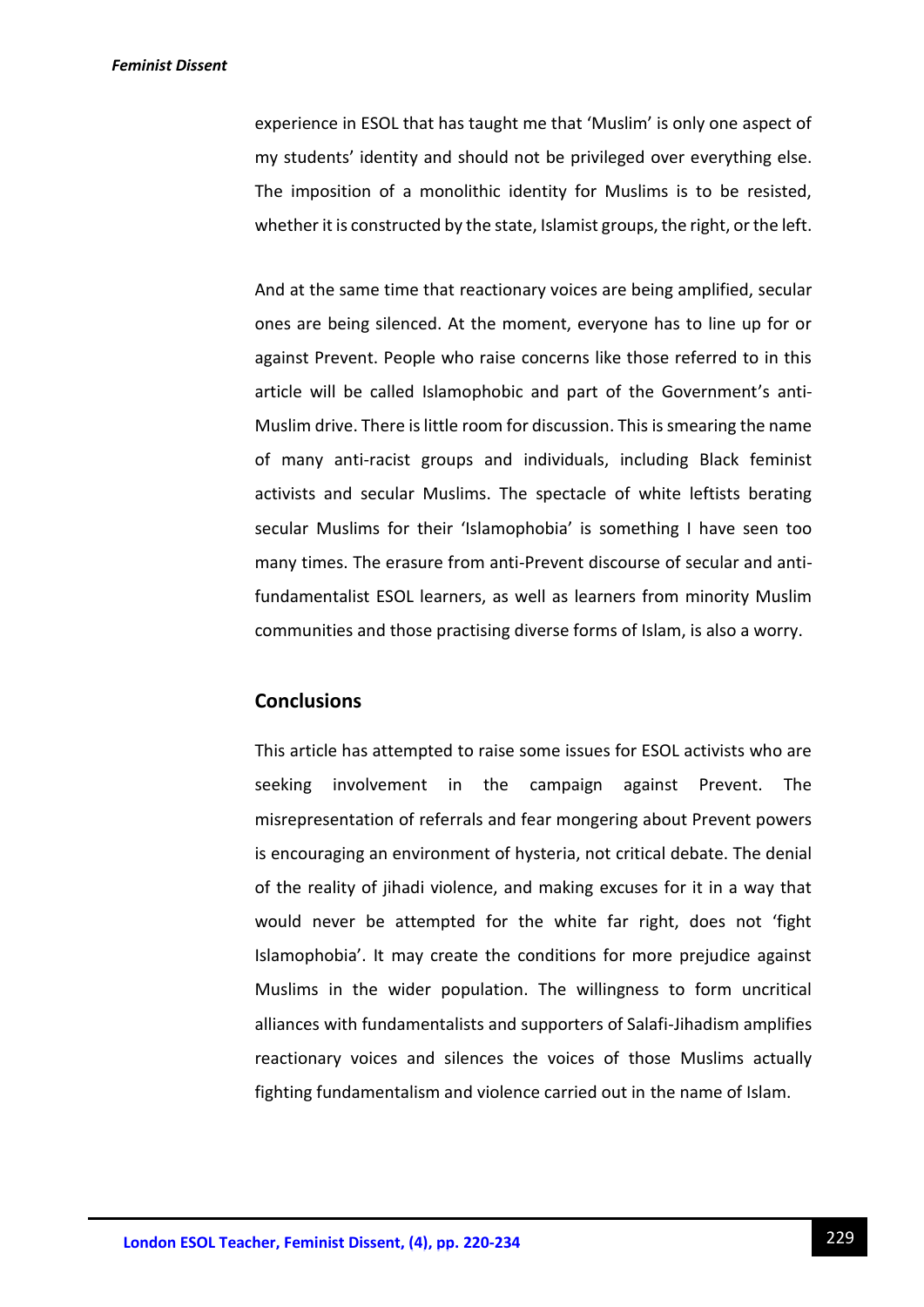experience in ESOL that has taught me that 'Muslim' is only one aspect of my students' identity and should not be privileged over everything else. The imposition of a monolithic identity for Muslims is to be resisted, whether it is constructed by the state, Islamist groups, the right, or the left.

And at the same time that reactionary voices are being amplified, secular ones are being silenced. At the moment, everyone has to line up for or against Prevent. People who raise concerns like those referred to in this article will be called Islamophobic and part of the Government's anti-Muslim drive. There is little room for discussion. This is smearing the name of many anti-racist groups and individuals, including Black feminist activists and secular Muslims. The spectacle of white leftists berating secular Muslims for their 'Islamophobia' is something I have seen too many times. The erasure from anti-Prevent discourse of secular and anti-fundamentalist ESOL learners, as well as learners from minority Muslim communities and those practising diverse forms of Islam, is also a worry.

## Conclusions

This article has attempted to raise some issues for ESOL activists who are seeking involvement in the campaign against Prevent. The misrepresentation of referrals and fear mongering about Prevent powers is encouraging an environment of hysteria, not critical debate. The denial of the reality of jihadi violence, and making excuses for it in a way that would never be attempted for the white far right, does not 'fight Islamophobia'. It may create the conditions for more prejudice against Muslims in the wider population. The willingness to form uncritical alliances with fundamentalists and supporters of Salafi-Jihadism amplifies reactionary voices and silences the voices of those Muslims actually fighting fundamentalism and violence carried out in the name of Islam.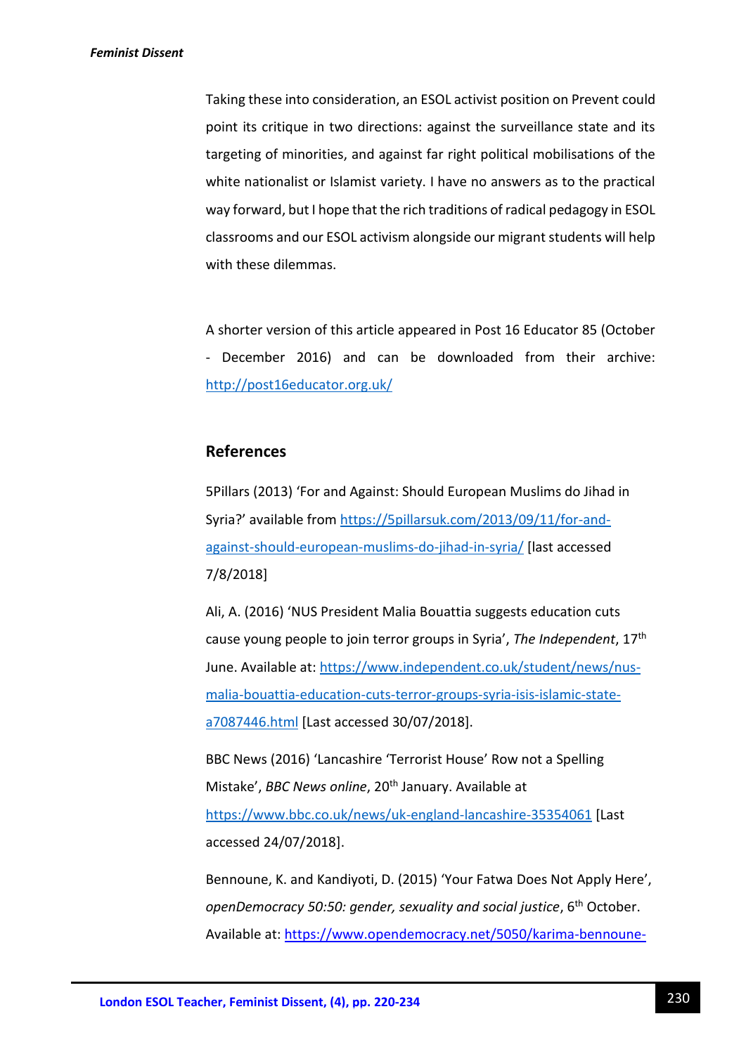Taking these into consideration, an ESOL activist position on Prevent could point its critique in two directions: against the surveillance state and its targeting of minorities, and against far right political mobilisations of the white nationalist or Islamist variety. I have no answers as to the practical way forward, but I hope that the rich traditions of radical pedagogy in ESOL classrooms and our ESOL activism alongside our migrant students will help with these dilemmas.

A shorter version of this article appeared in Post 16 Educator 85 (October - December 2016) and can be downloaded from their archive: http://post16educator.org.uk/

## References

5Pillars (2013) 'For and Against: Should European Muslims do Jihad in Syria?' available from https://5pillarsuk.com/2013/09/11/for-and-against-should-european-muslims-do-jihad-in-syria/ [last accessed 7/8/2018]

Ali, A. (2016) 'NUS President Malia Bouattia suggests education cuts cause young people to join terror groups in Syria', *The Independent*, 17th June. Available at: https://www.independent.co.uk/student/news/nus-malia-bouattia-education-cuts-terror-groups-syria-isis-islamic-state-a7087446.html [Last accessed 30/07/2018].

BBC News (2016) 'Lancashire 'Terrorist House' Row not a Spelling Mistake', *BBC News online*, 20th January. Available at https://www.bbc.co.uk/news/uk-england-lancashire-35354061 [Last accessed 24/07/2018].

Bennoune, K. and Kandiyoti, D. (2015) 'Your Fatwa Does Not Apply Here', *openDemocracy 50:50: gender, sexuality and social justice*, 6th October. Available at: https://www.opendemocracy.net/5050/karima-bennoune-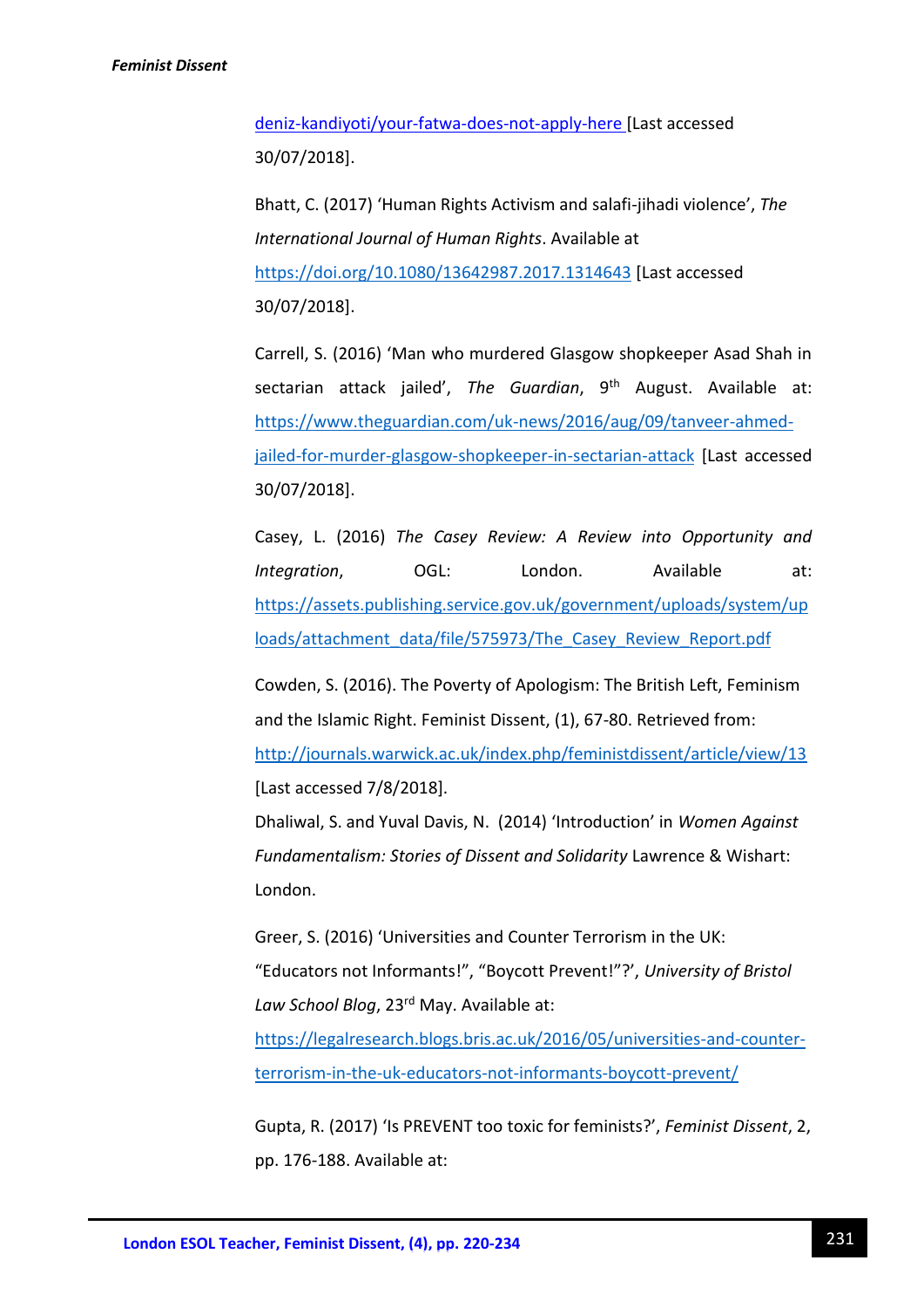deniz-kandiyoti/your-fatwa-does-not-apply-here [Last accessed 30/07/2018].

Bhatt, C. (2017) 'Human Rights Activism and salafi-jihadi violence', *The International Journal of Human Rights*. Available at https://doi.org/10.1080/13642987.2017.1314643 [Last accessed 30/07/2018].

Carrell, S. (2016) 'Man who murdered Glasgow shopkeeper Asad Shah in sectarian attack jailed', *The Guardian*, 9th August. Available at: https://www.theguardian.com/uk-news/2016/aug/09/tanveer-ahmed-jailed-for-murder-glasgow-shopkeeper-in-sectarian-attack [Last accessed 30/07/2018].

Casey, L. (2016) *The Casey Review: A Review into Opportunity and Integration*, OGL: London. Available at: https://assets.publishing.service.gov.uk/government/uploads/system/uploads/attachment_data/file/575973/The_Casey_Review_Report.pdf

Cowden, S. (2016). The Poverty of Apologism: The British Left, Feminism and the Islamic Right. Feminist Dissent, (1), 67-80. Retrieved from: http://journals.warwick.ac.uk/index.php/feministdissent/article/view/13 [Last accessed 7/8/2018].

Dhaliwal, S. and Yuval Davis, N. (2014) 'Introduction' in *Women Against Fundamentalism: Stories of Dissent and Solidarity* Lawrence & Wishart: London.

Greer, S. (2016) 'Universities and Counter Terrorism in the UK: "Educators not Informants!", "Boycott Prevent!"?', *University of Bristol Law School Blog*, 23rd May. Available at: https://legalresearch.blogs.bris.ac.uk/2016/05/universities-and-counter-terrorism-in-the-uk-educators-not-informants-boycott-prevent/

Gupta, R. (2017) 'Is PREVENT too toxic for feminists?', *Feminist Dissent*, 2, pp. 176-188. Available at: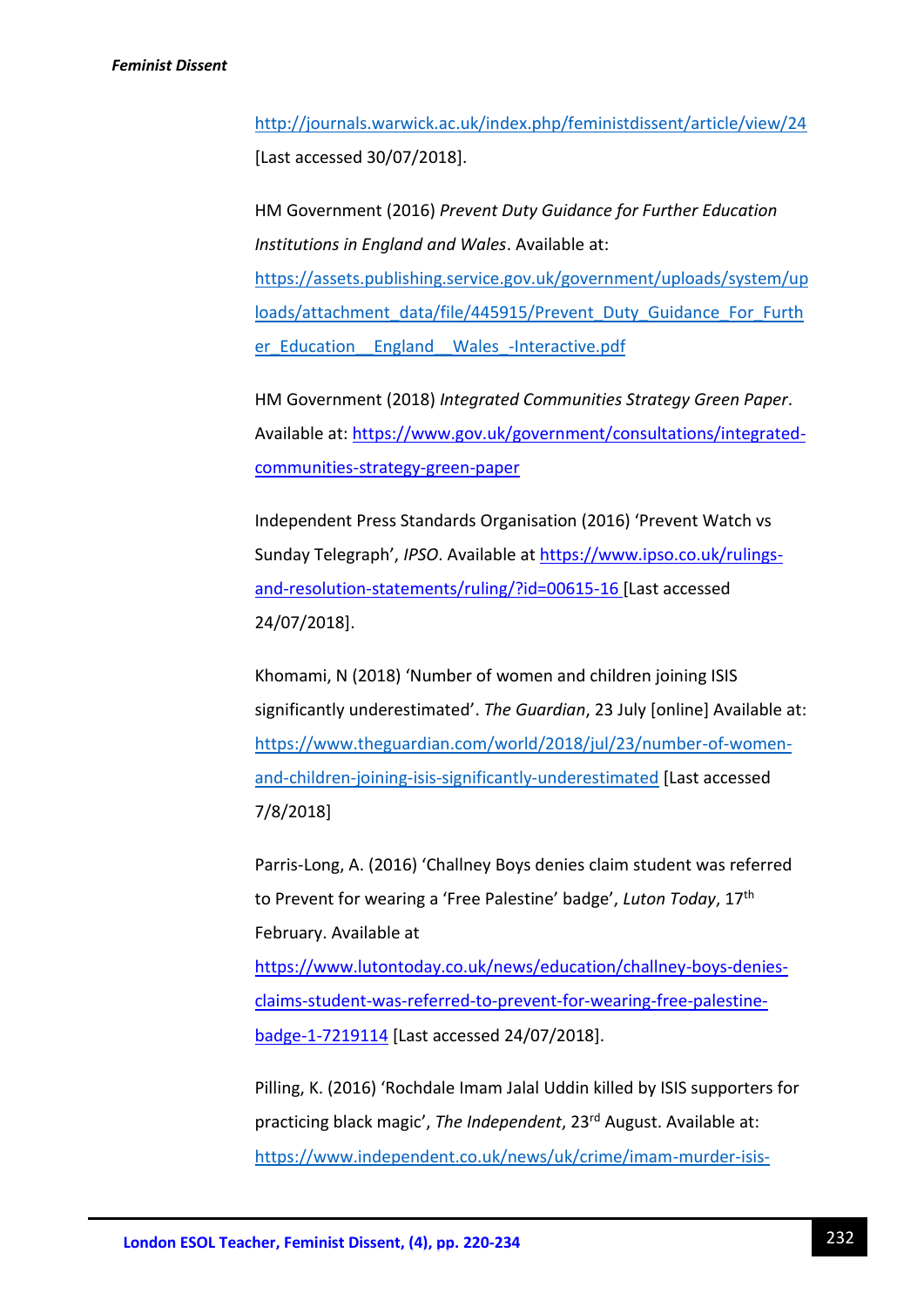http://journals.warwick.ac.uk/index.php/feministdissent/article/view/24 [Last accessed 30/07/2018].

HM Government (2016) *Prevent Duty Guidance for Further Education Institutions in England and Wales*. Available at: https://assets.publishing.service.gov.uk/government/uploads/system/uploads/attachment_data/file/445915/Prevent_Duty_Guidance_For_Further_Education__England__Wales_-Interactive.pdf

HM Government (2018) *Integrated Communities Strategy Green Paper*. Available at: https://www.gov.uk/government/consultations/integrated-communities-strategy-green-paper

Independent Press Standards Organisation (2016) 'Prevent Watch vs Sunday Telegraph', *IPSO*. Available at https://www.ipso.co.uk/rulings-and-resolution-statements/ruling/?id=00615-16 [Last accessed 24/07/2018].

Khomami, N (2018) 'Number of women and children joining ISIS significantly underestimated'. *The Guardian*, 23 July [online] Available at: https://www.theguardian.com/world/2018/jul/23/number-of-women-and-children-joining-isis-significantly-underestimated [Last accessed 7/8/2018]

Parris-Long, A. (2016) 'Challney Boys denies claim student was referred to Prevent for wearing a 'Free Palestine' badge', *Luton Today*, 17th February. Available at https://www.lutontoday.co.uk/news/education/challney-boys-denies-claims-student-was-referred-to-prevent-for-wearing-free-palestine-badge-1-7219114 [Last accessed 24/07/2018].

Pilling, K. (2016) 'Rochdale Imam Jalal Uddin killed by ISIS supporters for practicing black magic', *The Independent*, 23rd August. Available at: https://www.independent.co.uk/news/uk/crime/imam-murder-isis-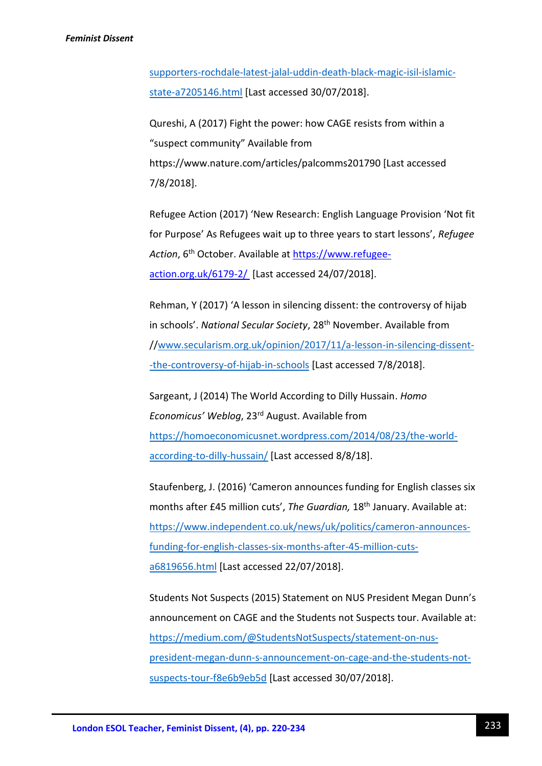supporters-rochdale-latest-jalal-uddin-death-black-magic-isil-islamic-state-a7205146.html [Last accessed 30/07/2018].

Qureshi, A (2017) Fight the power: how CAGE resists from within a "suspect community" Available from https://www.nature.com/articles/palcomms201790 [Last accessed 7/8/2018].

Refugee Action (2017) 'New Research: English Language Provision 'Not fit for Purpose' As Refugees wait up to three years to start lessons', *Refugee Action*, 6th October. Available at https://www.refugee-action.org.uk/6179-2/ [Last accessed 24/07/2018].

Rehman, Y (2017) 'A lesson in silencing dissent: the controversy of hijab in schools'. *National Secular Society*, 28th November. Available from //www.secularism.org.uk/opinion/2017/11/a-lesson-in-silencing-dissent--the-controversy-of-hijab-in-schools [Last accessed 7/8/2018].

Sargeant, J (2014) The World According to Dilly Hussain. *Homo Economicus' Weblog*, 23rd August. Available from https://homoeconomicusnet.wordpress.com/2014/08/23/the-world-according-to-dilly-hussain/ [Last accessed 8/8/18].

Staufenberg, J. (2016) 'Cameron announces funding for English classes six months after £45 million cuts', *The Guardian,* 18th January. Available at: https://www.independent.co.uk/news/uk/politics/cameron-announces-funding-for-english-classes-six-months-after-45-million-cuts-a6819656.html [Last accessed 22/07/2018].

Students Not Suspects (2015) Statement on NUS President Megan Dunn's announcement on CAGE and the Students not Suspects tour. Available at: https://medium.com/@StudentsNotSuspects/statement-on-nus-president-megan-dunn-s-announcement-on-cage-and-the-students-not-suspects-tour-f8e6b9eb5d [Last accessed 30/07/2018].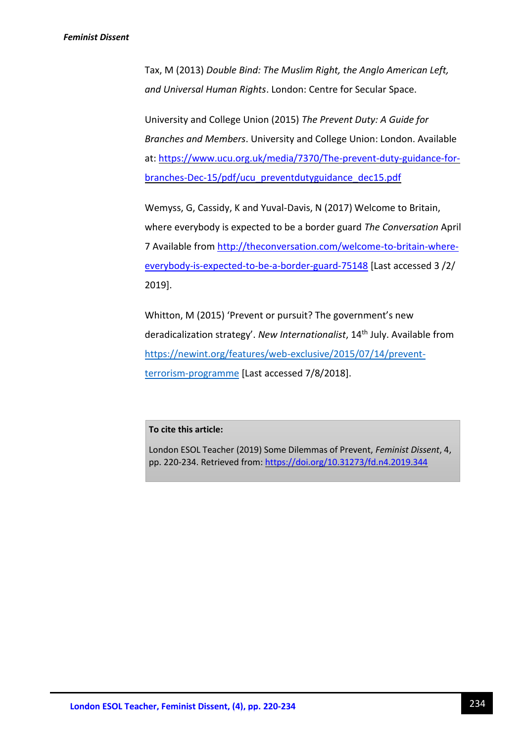Tax, M (2013) *Double Bind: The Muslim Right, the Anglo American Left, and Universal Human Rights*. London: Centre for Secular Space.

University and College Union (2015) *The Prevent Duty: A Guide for Branches and Members*. University and College Union: London. Available at: https://www.ucu.org.uk/media/7370/The-prevent-duty-guidance-for-branches-Dec-15/pdf/ucu_preventdutyguidance_dec15.pdf

Wemyss, G, Cassidy, K and Yuval-Davis, N (2017) Welcome to Britain, where everybody is expected to be a border guard *The Conversation* April 7 Available from http://theconversation.com/welcome-to-britain-where-everybody-is-expected-to-be-a-border-guard-75148 [Last accessed 3 /2/ 2019].

Whitton, M (2015) 'Prevent or pursuit? The government's new deradicalization strategy'. *New Internationalist*, 14th July. Available from https://newint.org/features/web-exclusive/2015/07/14/prevent-terrorism-programme [Last accessed 7/8/2018].

**To cite this article:**

London ESOL Teacher (2019) Some Dilemmas of Prevent, *Feminist Dissent*, 4, pp. 220-234. Retrieved from: https://doi.org/10.31273/fd.n4.2019.344